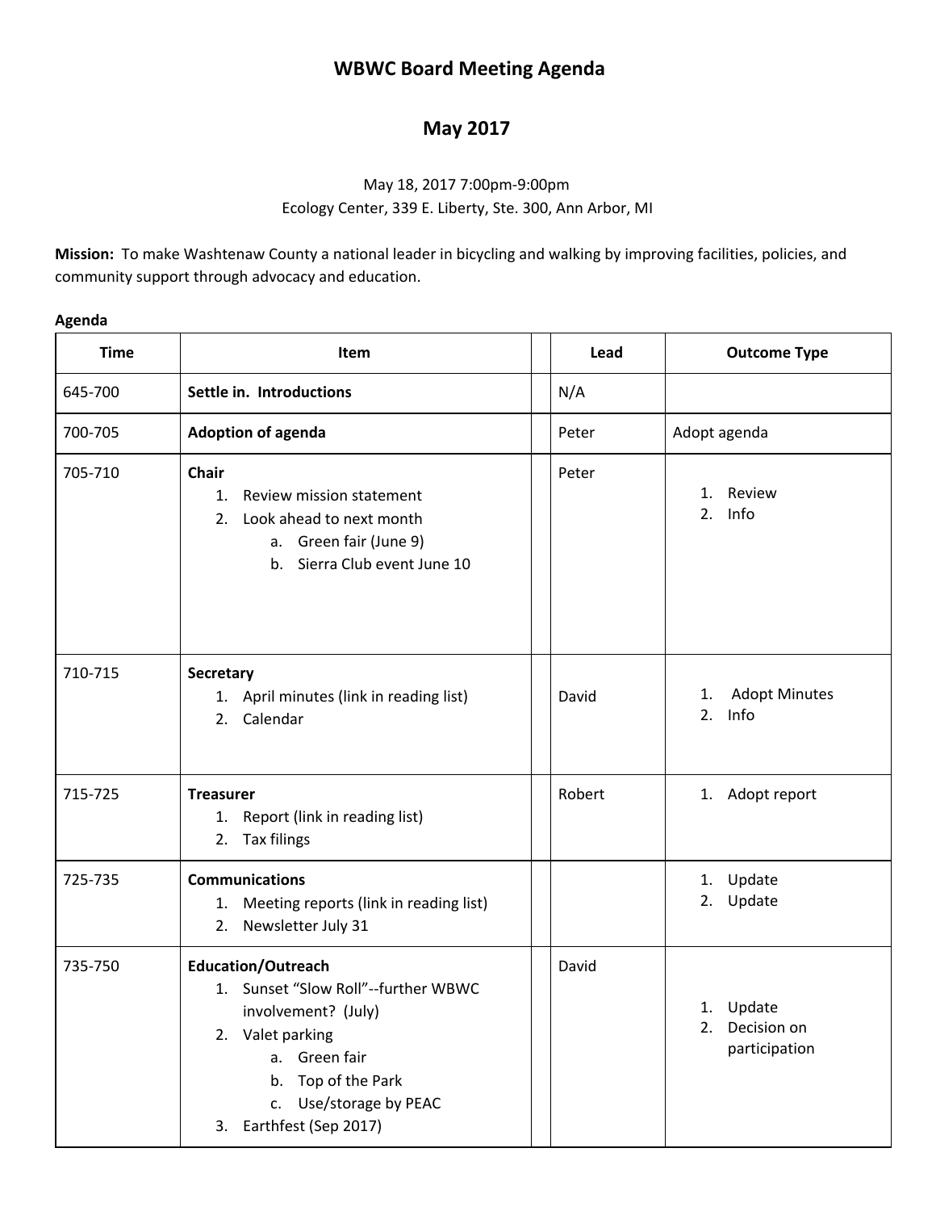# WBWC Board Meeting Agenda

## May 2017

May 18, 2017 7:00pm-9:00pm
Ecology Center, 339 E. Liberty, Ste. 300, Ann Arbor, MI

**Mission:** To make Washtenaw County a national leader in bicycling and walking by improving facilities, policies, and community support through advocacy and education.

**Agenda**

| Time | Item | | Lead | Outcome Type |
|---|---|---|---|---|
| 645-700 | **Settle in. Introductions** | | N/A | |
| 700-705 | **Adoption of agenda** | | Peter | Adopt agenda |
| 705-710 | **Chair**<br>1. Review mission statement<br>2. Look ahead to next month<br>a. Green fair (June 9)<br>b. Sierra Club event June 10 | | Peter | 1. Review<br>2. Info |
| 710-715 | **Secretary**<br>1. April minutes (link in reading list)<br>2. Calendar | | David | 1. Adopt Minutes<br>2. Info |
| 715-725 | **Treasurer**<br>1. Report (link in reading list)<br>2. Tax filings | | Robert | 1. Adopt report |
| 725-735 | **Communications**<br>1. Meeting reports (link in reading list)<br>2. Newsletter July 31 | | | 1. Update<br>2. Update |
| 735-750 | **Education/Outreach**<br>1. Sunset "Slow Roll"--further WBWC involvement? (July)<br>2. Valet parking<br>a. Green fair<br>b. Top of the Park<br>c. Use/storage by PEAC<br>3. Earthfest (Sep 2017) | | David | 1. Update<br>2. Decision on participation |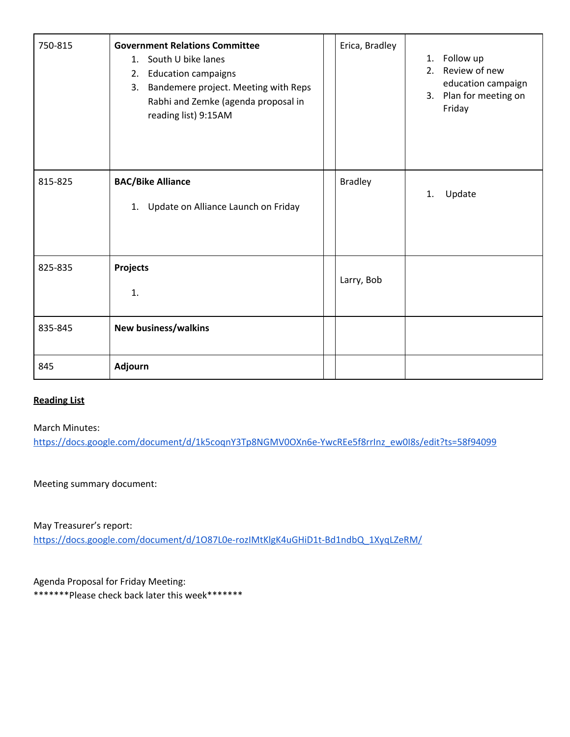| | | | | |
|---|---|---|---|---|
| 750-815 | **Government Relations Committee**<br>1. South U bike lanes<br>2. Education campaigns<br>3. Bandemere project. Meeting with Reps Rabhi and Zemke (agenda proposal in reading list) 9:15AM | | Erica, Bradley | 1. Follow up<br>2. Review of new education campaign<br>3. Plan for meeting on Friday |
| 815-825 | **BAC/Bike Alliance**<br>1. Update on Alliance Launch on Friday | | Bradley | 1. Update |
| 825-835 | **Projects**<br>1. | | Larry, Bob | |
| 835-845 | **New business/walkins** | | | |
| 845 | **Adjourn** | | | |

**Reading List**

March Minutes:
https://docs.google.com/document/d/1k5coqnY3Tp8NGMV0OXn6e-YwcREe5f8rrInz_ew0I8s/edit?ts=58f94099

Meeting summary document:

May Treasurer's report:
https://docs.google.com/document/d/1O87L0e-rozIMtKlgK4uGHiD1t-Bd1ndbQ_1XyqLZeRM/

Agenda Proposal for Friday Meeting:
*******Please check back later this week*******